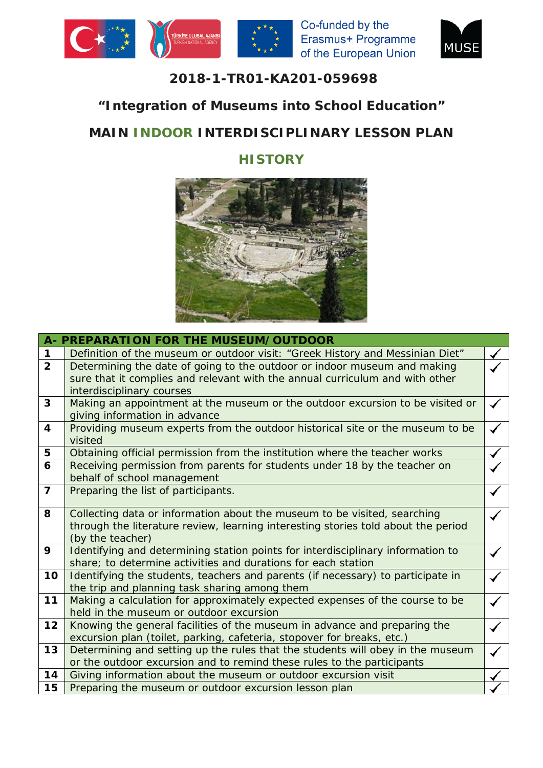Co-funded by the Erasmus+ Programme of the European Union

## 2018-1-TR01-KA201-059698

## "Integration of Museums into School Education"

# MAIN INDOOR INTERDISCIPLINARY LESSON PLAN

## HISTORY

| A- PREPARATION FOR THE MUSEUM/OUTDOOR | | |
|---|---|---|
| 1 | Definition of the museum or outdoor visit: "Greek History and Messinian Diet" | ✓ |
| 2 | Determining the date of going to the outdoor or indoor museum and making sure that it complies and relevant with the annual curriculum and with other interdisciplinary courses | ✓ |
| 3 | Making an appointment at the museum or the outdoor excursion to be visited or giving information in advance | ✓ |
| 4 | Providing museum experts from the outdoor historical site or the museum to be visited | ✓ |
| 5 | Obtaining official permission from the institution where the teacher works | ✓ |
| 6 | Receiving permission from parents for students under 18 by the teacher on behalf of school management | ✓ |
| 7 | Preparing the list of participants. | ✓ |
| 8 | Collecting data or information about the museum to be visited, searching through the literature review, learning interesting stories told about the period (by the teacher) | ✓ |
| 9 | Identifying and determining station points for interdisciplinary information to share; to determine activities and durations for each station | ✓ |
| 10 | Identifying the students, teachers and parents (if necessary) to participate in the trip and planning task sharing among them | ✓ |
| 11 | Making a calculation for approximately expected expenses of the course to be held in the museum or outdoor excursion | ✓ |
| 12 | Knowing the general facilities of the museum in advance and preparing the excursion plan (toilet, parking, cafeteria, stopover for breaks, etc.) | ✓ |
| 13 | Determining and setting up the rules that the students will obey in the museum or the outdoor excursion and to remind these rules to the participants | ✓ |
| 14 | Giving information about the museum or outdoor excursion visit | ✓ |
| 15 | Preparing the museum or outdoor excursion lesson plan | ✓ |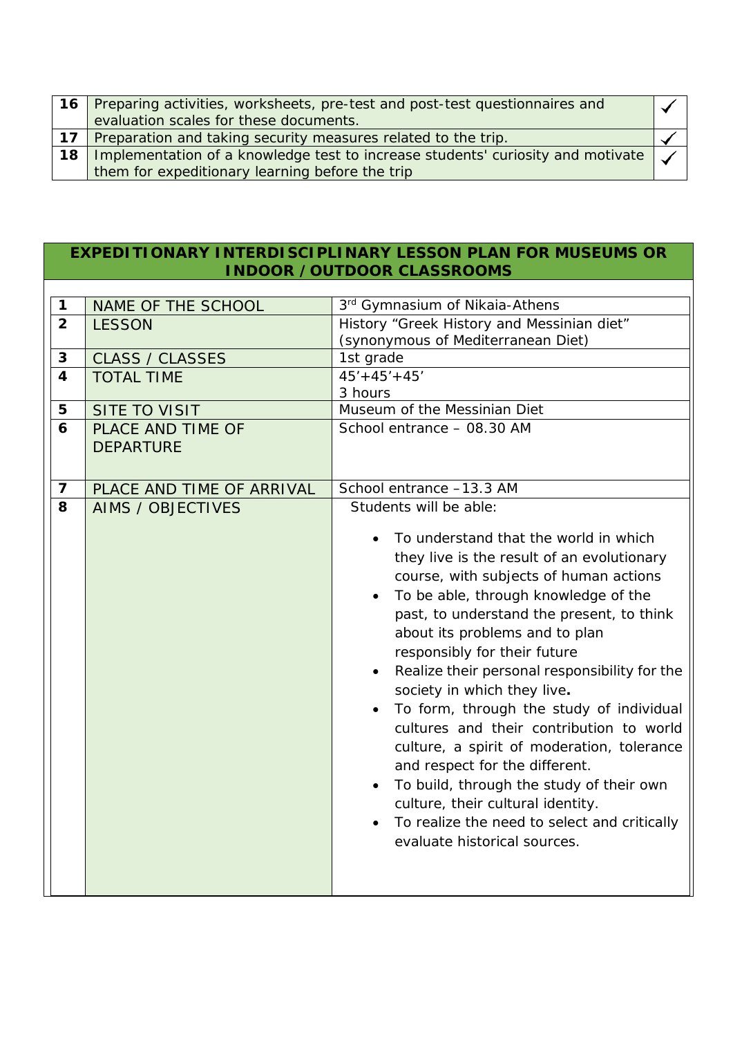| 16 | Preparing activities, worksheets, pre-test and post-test questionnaires and evaluation scales for these documents. | ✓ |
|---|---|---|
| 17 | Preparation and taking security measures related to the trip. | ✓ |
| 18 | Implementation of a knowledge test to increase students' curiosity and motivate them for expeditionary learning before the trip | ✓ |

## EXPEDITIONARY INTERDISCIPLINARY LESSON PLAN FOR MUSEUMS OR INDOOR / OUTDOOR CLASSROOMS

| | | |
|---|---|---|
| 1 | NAME OF THE SCHOOL | 3rd Gymnasium of Nikaia-Athens |
| 2 | LESSON | History "Greek History and Messinian diet" (synonymous of Mediterranean Diet) |
| 3 | CLASS / CLASSES | 1st grade |
| 4 | TOTAL TIME | 45'+45'+45'<br>3 hours |
| 5 | SITE TO VISIT | Museum of the Messinian Diet |
| 6 | PLACE AND TIME OF DEPARTURE | School entrance – 08.30 AM |
| 7 | PLACE AND TIME OF ARRIVAL | School entrance –13.3 AM |
| 8 | AIMS / OBJECTIVES | Students will be able:<br>• To understand that the world in which they live is the result of an evolutionary course, with subjects of human actions<br>• To be able, through knowledge of the past, to understand the present, to think about its problems and to plan responsibly for their future<br>• Realize their personal responsibility for the society in which they live.<br>• To form, through the study of individual cultures and their contribution to world culture, a spirit of moderation, tolerance and respect for the different.<br>• To build, through the study of their own culture, their cultural identity.<br>• To realize the need to select and critically evaluate historical sources. |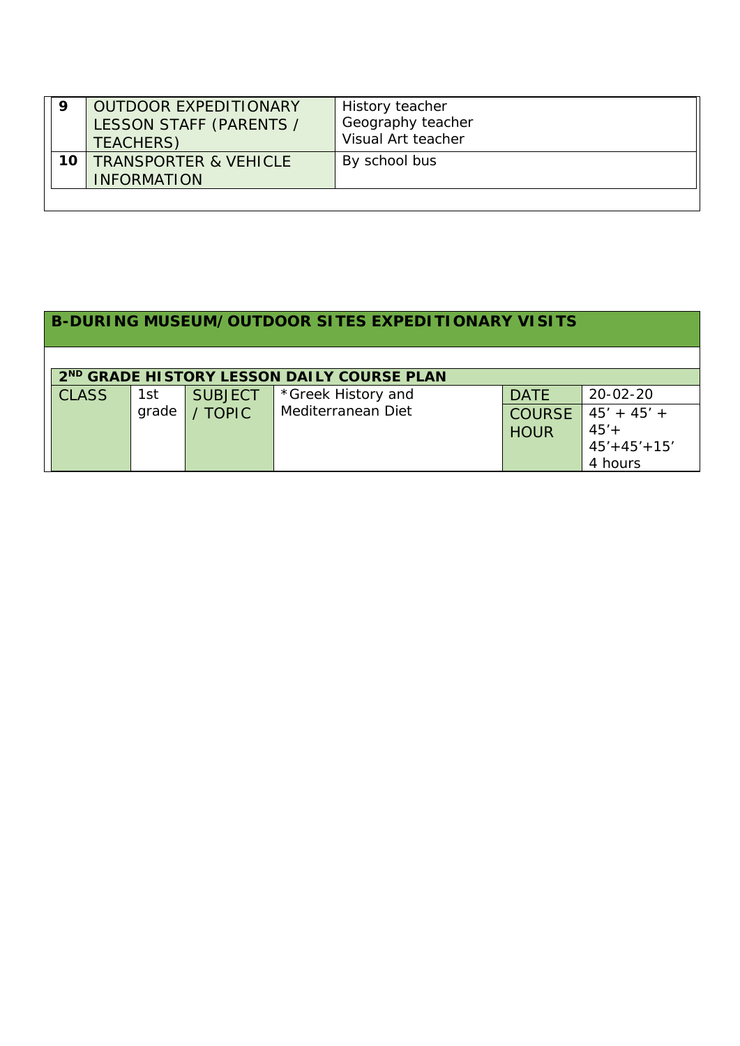| | | |
|---|---|---|
| **9** | OUTDOOR EXPEDITIONARY LESSON STAFF (PARENTS / TEACHERS) | History teacher<br>Geography teacher<br>Visual Art teacher |
| **10** | TRANSPORTER & VEHICLE INFORMATION | By school bus |

## B-DURING MUSEUM/OUTDOOR SITES EXPEDITIONARY VISITS

| 2ND GRADE HISTORY LESSON DAILY COURSE PLAN | | | | | |
|---|---|---|---|---|---|
| CLASS | 1st grade | SUBJECT / TOPIC | *Greek History and Mediterranean Diet | DATE | 20-02-20 |
| | | | | COURSE HOUR | 45' + 45' + 45'+ 45'+45'+15'<br>4 hours |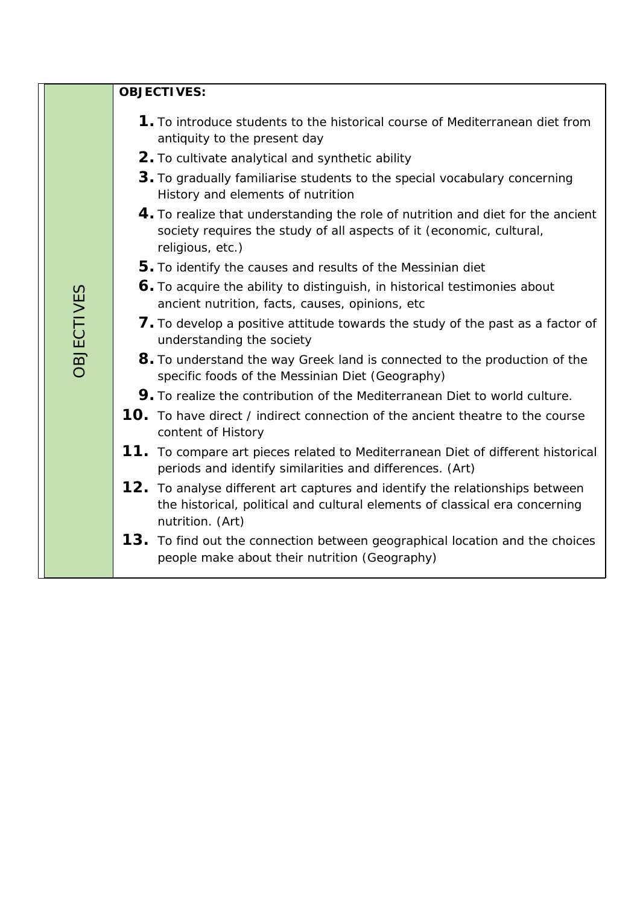| OBJECTIVES | **OBJECTIVES:**<br><br>1. To introduce students to the historical course of Mediterranean diet from antiquity to the present day<br>2. To cultivate analytical and synthetic ability<br>3. To gradually familiarise students to the special vocabulary concerning History and elements of nutrition<br>4. To realize that understanding the role of nutrition and diet for the ancient society requires the study of all aspects of it (economic, cultural, religious, etc.)<br>5. To identify the causes and results of the Messinian diet<br>6. To acquire the ability to distinguish, in historical testimonies about ancient nutrition, facts, causes, opinions, etc<br>7. To develop a positive attitude towards the study of the past as a factor of understanding the society<br>8. To understand the way Greek land is connected to the production of the specific foods of the Messinian Diet (Geography)<br>9. To realize the contribution of the Mediterranean Diet to world culture.<br>10. To have direct / indirect connection of the ancient theatre to the course content of History<br>11. To compare art pieces related to Mediterranean Diet of different historical periods and identify similarities and differences. (Art)<br>12. To analyse different art captures and identify the relationships between the historical, political and cultural elements of classical era concerning nutrition. (Art)<br>13. To find out the connection between geographical location and the choices people make about their nutrition (Geography) |
|---|---|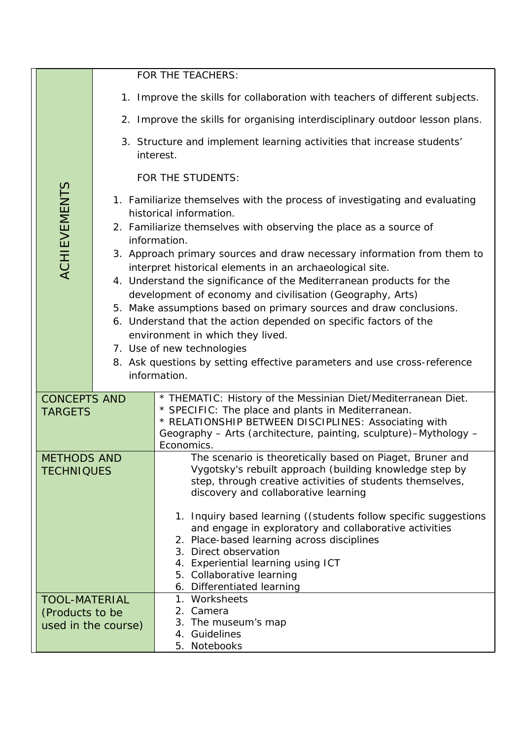| | |
|---|---|
| ACHIEVEMENTS | FOR THE TEACHERS:<br>1. Improve the skills for collaboration with teachers of different subjects.<br>2. Improve the skills for organising interdisciplinary outdoor lesson plans.<br>3. Structure and implement learning activities that increase students' interest.<br>FOR THE STUDENTS:<br>1. Familiarize themselves with the process of investigating and evaluating historical information.<br>2. Familiarize themselves with observing the place as a source of information.<br>3. Approach primary sources and draw necessary information from them to interpret historical elements in an archaeological site.<br>4. Understand the significance of the Mediterranean products for the development of economy and civilisation (Geography, Arts)<br>5. Make assumptions based on primary sources and draw conclusions.<br>6. Understand that the action depended on specific factors of the environment in which they lived.<br>7. Use of new technologies<br>8. Ask questions by setting effective parameters and use cross-reference information. |
| CONCEPTS AND TARGETS | * THEMATIC: History of the Messinian Diet/Mediterranean Diet.<br>* SPECIFIC: The place and plants in Mediterranean.<br>* RELATIONSHIP BETWEEN DISCIPLINES: Associating with Geography – Arts (architecture, painting, sculpture)–Mythology – Economics. |
| METHODS AND TECHNIQUES | The scenario is theoretically based on Piaget, Bruner and Vygotsky's rebuilt approach (building knowledge step by step, through creative activities of students themselves, discovery and collaborative learning<br>1. Inquiry based learning ((students follow specific suggestions and engage in exploratory and collaborative activities<br>2. Place-based learning across disciplines<br>3. Direct observation<br>4. Experiential learning using ICT<br>5. Collaborative learning<br>6. Differentiated learning |
| TOOL-MATERIAL (Products to be used in the course) | 1. Worksheets<br>2. Camera<br>3. The museum's map<br>4. Guidelines<br>5. Notebooks |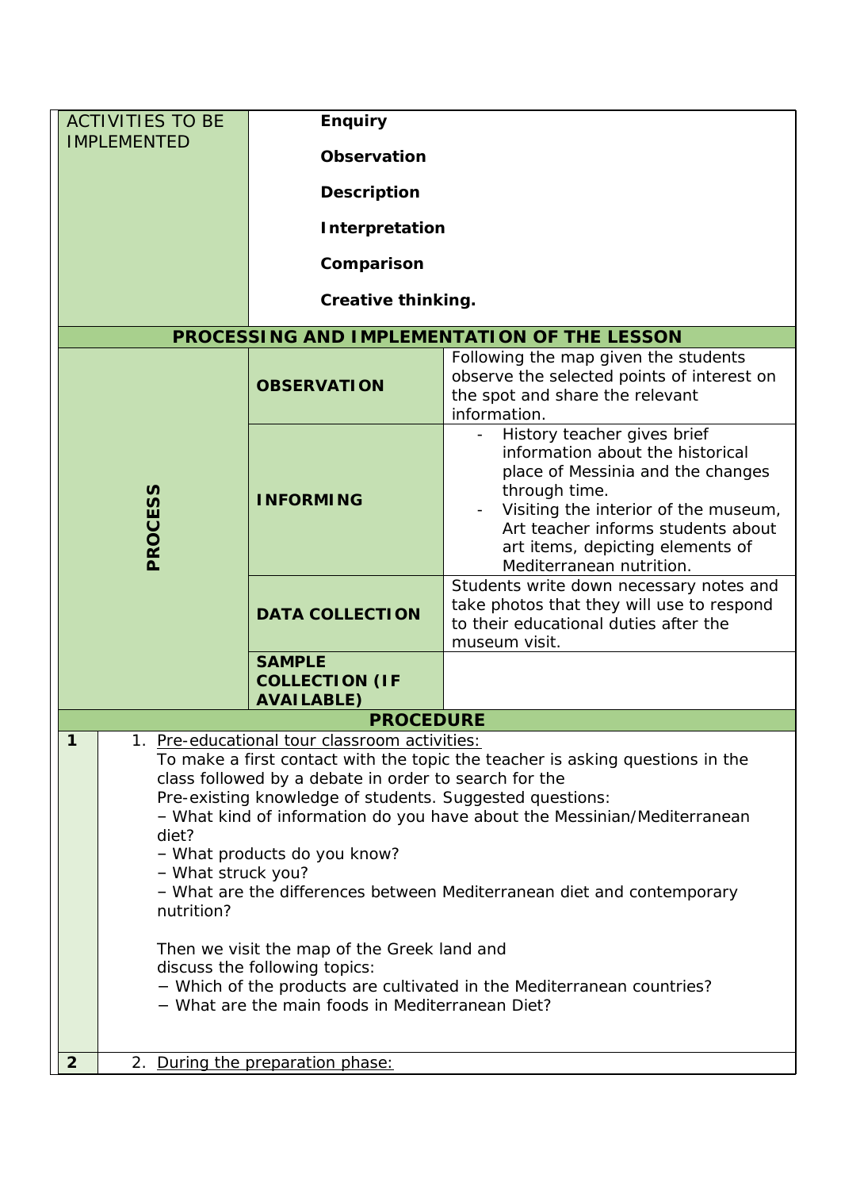| ACTIVITIES TO BE IMPLEMENTED | **Enquiry**<br><br>**Observation**<br><br>**Description**<br><br>**Interpretation**<br><br>**Comparison**<br><br>**Creative thinking.** | |
|---|---|---|
| **PROCESSING AND IMPLEMENTATION OF THE LESSON** | | |
| **PROCESS** | **OBSERVATION** | Following the map given the students observe the selected points of interest on the spot and share the relevant information. |
| | **INFORMING** | - History teacher gives brief information about the historical place of Messinia and the changes through time.<br>- Visiting the interior of the museum, Art teacher informs students about art items, depicting elements of Mediterranean nutrition. |
| | **DATA COLLECTION** | Students write down necessary notes and take photos that they will use to respond to their educational duties after the museum visit. |
| | **SAMPLE COLLECTION (IF AVAILABLE)** | |

| **PROCEDURE** | |
|---|---|
| **1** | 1. Pre-educational tour classroom activities:<br>To make a first contact with the topic the teacher is asking questions in the class followed by a debate in order to search for the Pre-existing knowledge of students. Suggested questions:<br>– What kind of information do you have about the Messinian/Mediterranean diet?<br>– What products do you know?<br>– What struck you?<br>– What are the differences between Mediterranean diet and contemporary nutrition?<br><br>Then we visit the map of the Greek land and discuss the following topics:<br>− Which of the products are cultivated in the Mediterranean countries?<br>− What are the main foods in Mediterranean Diet? |
| **2** | 2. During the preparation phase: |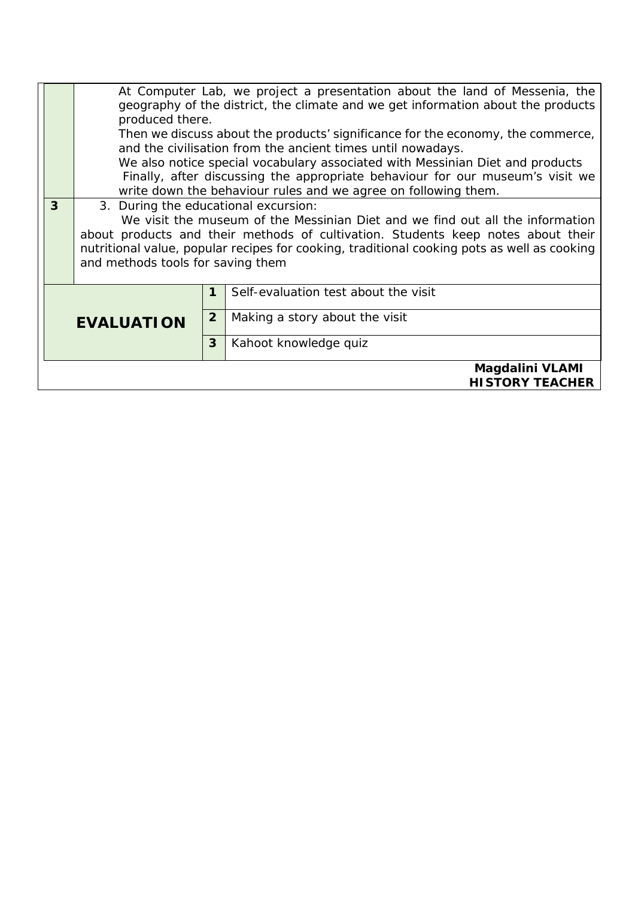| | |
|---|---|
| | At Computer Lab, we project a presentation about the land of Messenia, the geography of the district, the climate and we get information about the products produced there.<br>Then we discuss about the products' significance for the economy, the commerce, and the civilisation from the ancient times until nowadays.<br>We also notice special vocabulary associated with Messinian Diet and products<br>Finally, after discussing the appropriate behaviour for our museum's visit we write down the behaviour rules and we agree on following them. |
| **3** | 3. During the educational excursion:<br>We visit the museum of the Messinian Diet and we find out all the information about products and their methods of cultivation. Students keep notes about their nutritional value, popular recipes for cooking, traditional cooking pots as well as cooking and methods tools for saving them |

| | | |
|---|---|---|
| **EVALUATION** | **1** | Self-evaluation test about the visit |
| | **2** | Making a story about the visit |
| | **3** | Kahoot knowledge quiz |

**Magdalini VLAMI**
**HISTORY TEACHER**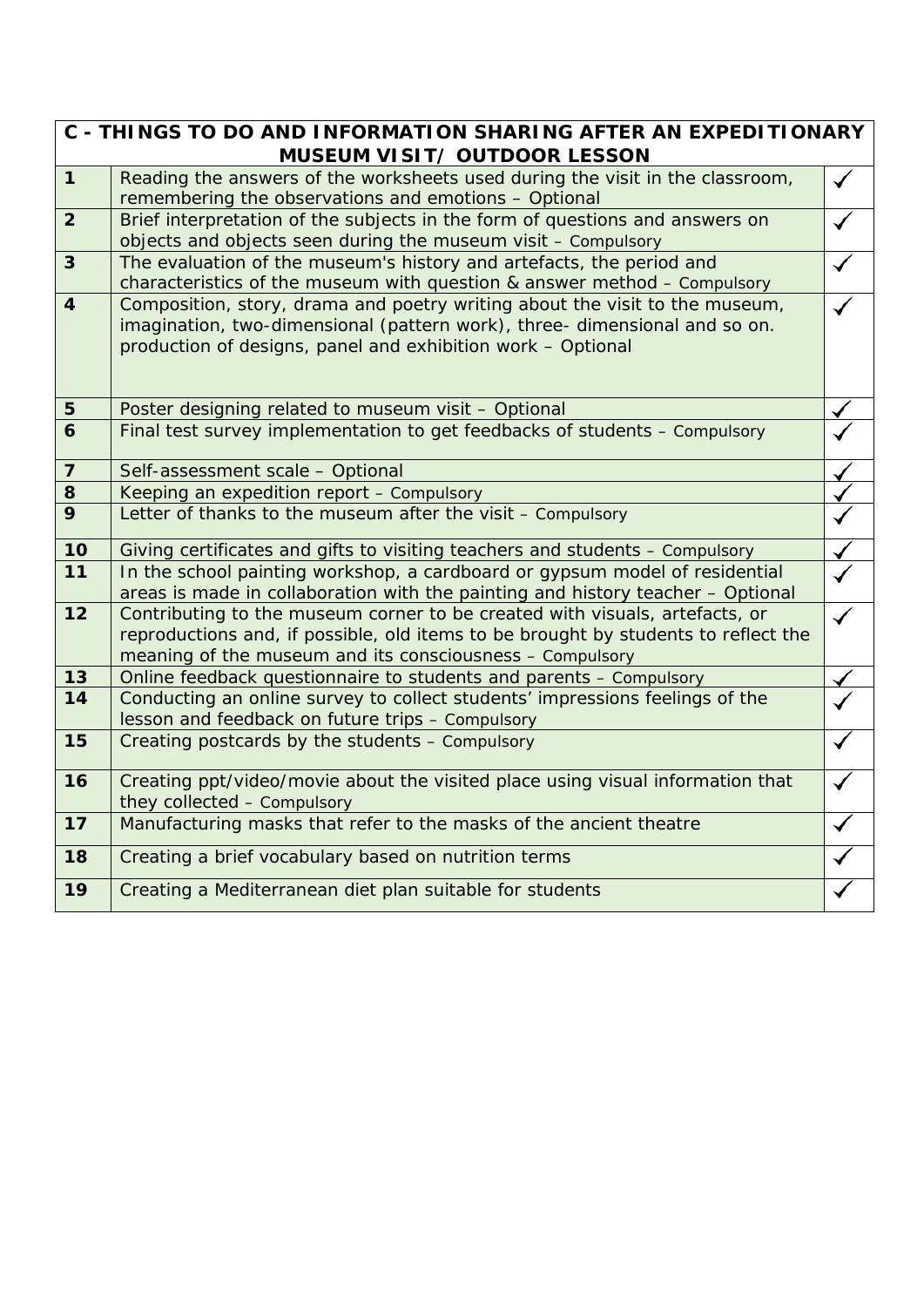| C - THINGS TO DO AND INFORMATION SHARING AFTER AN EXPEDITIONARY MUSEUM VISIT/ OUTDOOR LESSON | | |
|---|---|---|
| **1** | Reading the answers of the worksheets used during the visit in the classroom, remembering the observations and emotions – Optional | ✓ |
| **2** | Brief interpretation of the subjects in the form of questions and answers on objects and objects seen during the museum visit – Compulsory | ✓ |
| **3** | The evaluation of the museum's history and artefacts, the period and characteristics of the museum with question & answer method – Compulsory | ✓ |
| **4** | Composition, story, drama and poetry writing about the visit to the museum, imagination, two-dimensional (pattern work), three- dimensional and so on. production of designs, panel and exhibition work – Optional | ✓ |
| **5** | Poster designing related to museum visit – Optional | ✓ |
| **6** | Final test survey implementation to get feedbacks of students – Compulsory | ✓ |
| **7** | Self-assessment scale – Optional | ✓ |
| **8** | Keeping an expedition report – Compulsory | ✓ |
| **9** | Letter of thanks to the museum after the visit – Compulsory | ✓ |
| **10** | Giving certificates and gifts to visiting teachers and students – Compulsory | ✓ |
| **11** | In the school painting workshop, a cardboard or gypsum model of residential areas is made in collaboration with the painting and history teacher – Optional | ✓ |
| **12** | Contributing to the museum corner to be created with visuals, artefacts, or reproductions and, if possible, old items to be brought by students to reflect the meaning of the museum and its consciousness – Compulsory | ✓ |
| **13** | Online feedback questionnaire to students and parents – Compulsory | ✓ |
| **14** | Conducting an online survey to collect students' impressions feelings of the lesson and feedback on future trips – Compulsory | ✓ |
| **15** | Creating postcards by the students – Compulsory | ✓ |
| **16** | Creating ppt/video/movie about the visited place using visual information that they collected – Compulsory | ✓ |
| **17** | Manufacturing masks that refer to the masks of the ancient theatre | ✓ |
| **18** | Creating a brief vocabulary based on nutrition terms | ✓ |
| **19** | Creating a Mediterranean diet plan suitable for students | ✓ |